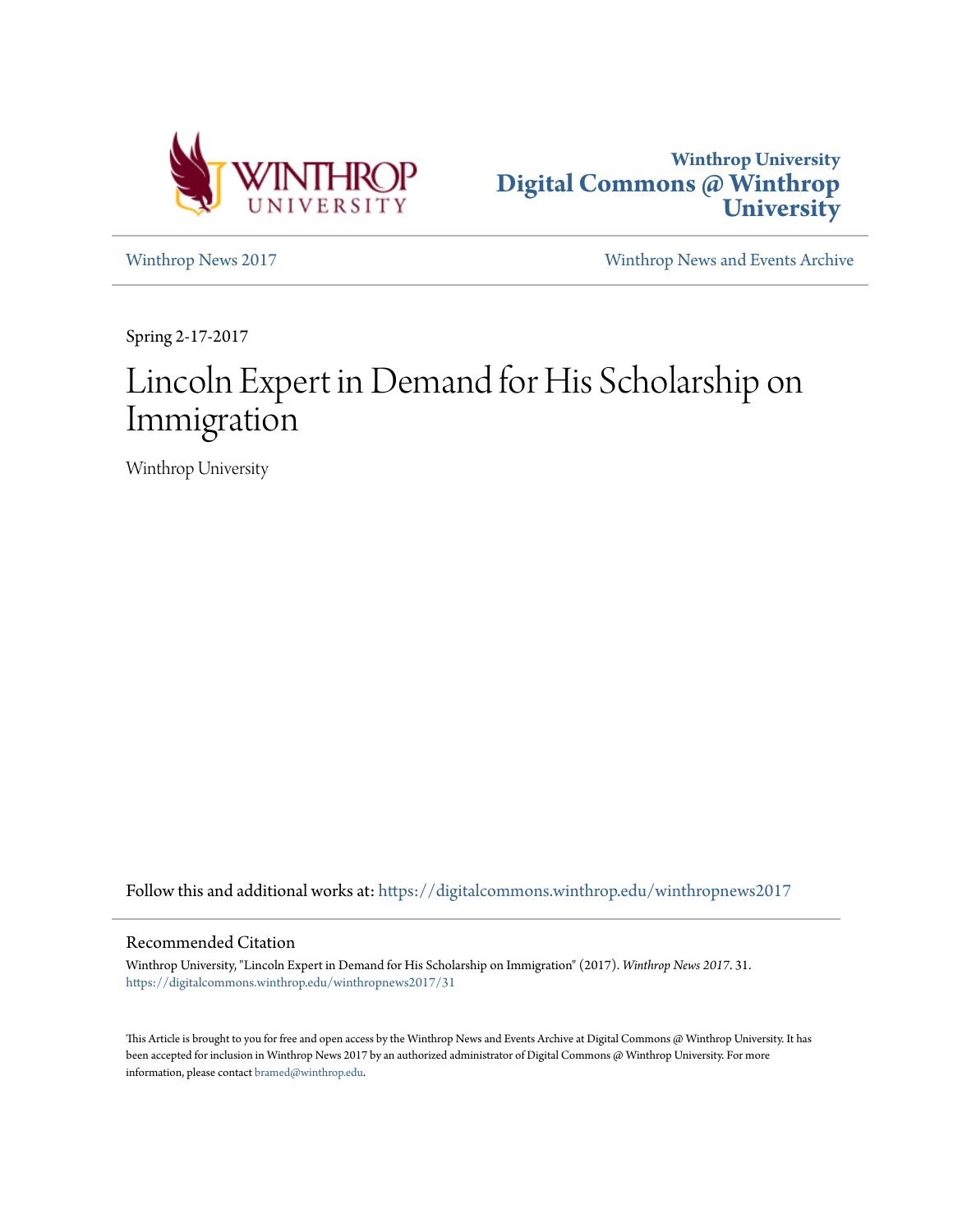Winthrop University
Digital Commons @ Winthrop University

Winthrop News 2017 | Winthrop News and Events Archive

Spring 2-17-2017

# Lincoln Expert in Demand for His Scholarship on Immigration

Winthrop University

Follow this and additional works at: https://digitalcommons.winthrop.edu/winthropnews2017

## Recommended Citation

Winthrop University, "Lincoln Expert in Demand for His Scholarship on Immigration" (2017). *Winthrop News 2017*. 31.
https://digitalcommons.winthrop.edu/winthropnews2017/31

This Article is brought to you for free and open access by the Winthrop News and Events Archive at Digital Commons @ Winthrop University. It has been accepted for inclusion in Winthrop News 2017 by an authorized administrator of Digital Commons @ Winthrop University. For more information, please contact bramed@winthrop.edu.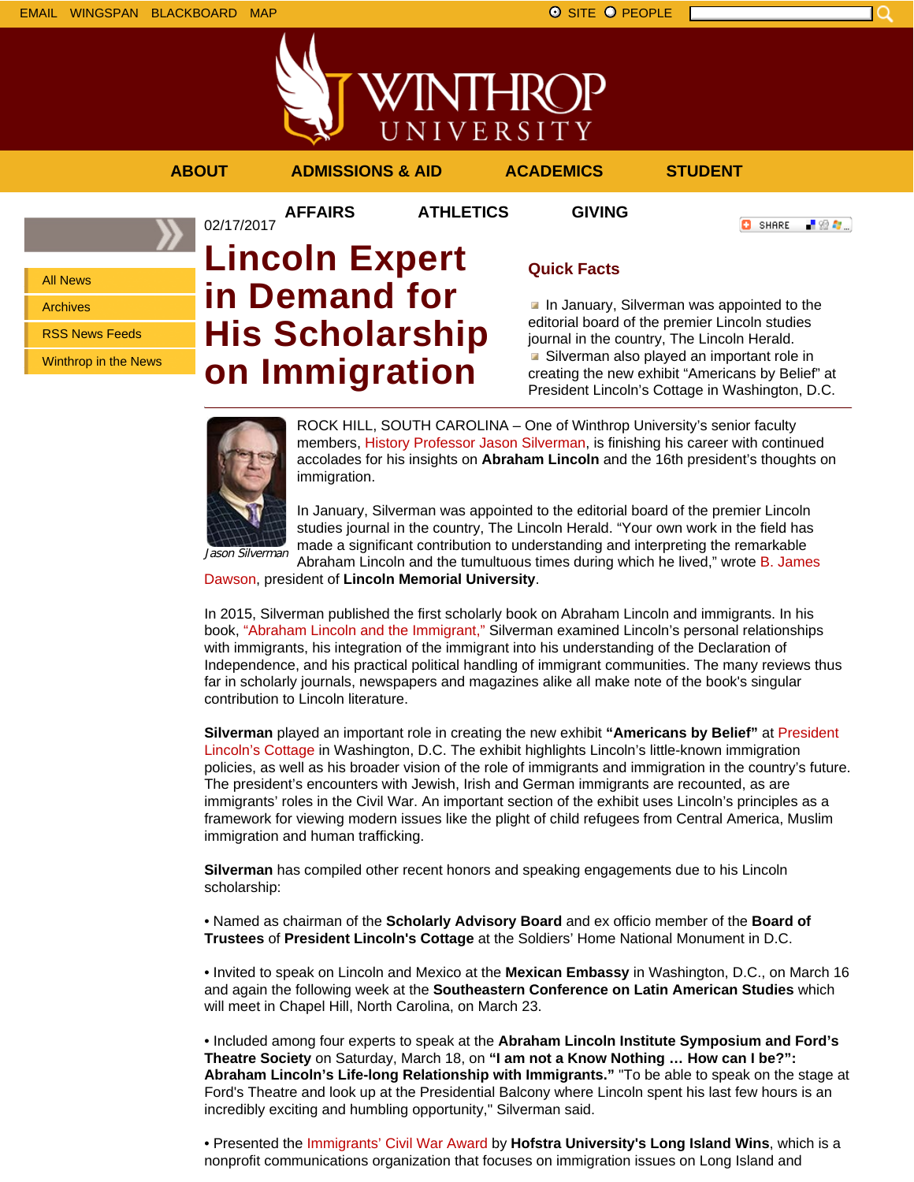02/17/2017

# Lincoln Expert in Demand for His Scholarship on Immigration

### Quick Facts

- In January, Silverman was appointed to the editorial board of the premier Lincoln studies journal in the country, The Lincoln Herald.
- Silverman also played an important role in creating the new exhibit “Americans by Belief” at President Lincoln’s Cottage in Washington, D.C.

*Jason Silverman*

ROCK HILL, SOUTH CAROLINA – One of Winthrop University’s senior faculty members, History Professor Jason Silverman, is finishing his career with continued accolades for his insights on **Abraham Lincoln** and the 16th president’s thoughts on immigration.

In January, Silverman was appointed to the editorial board of the premier Lincoln studies journal in the country, The Lincoln Herald. “Your own work in the field has made a significant contribution to understanding and interpreting the remarkable Abraham Lincoln and the tumultuous times during which he lived,” wrote B. James Dawson, president of **Lincoln Memorial University**.

In 2015, Silverman published the first scholarly book on Abraham Lincoln and immigrants. In his book, “Abraham Lincoln and the Immigrant,” Silverman examined Lincoln’s personal relationships with immigrants, his integration of the immigrant into his understanding of the Declaration of Independence, and his practical political handling of immigrant communities. The many reviews thus far in scholarly journals, newspapers and magazines alike all make note of the book’s singular contribution to Lincoln literature.

**Silverman** played an important role in creating the new exhibit **“Americans by Belief”** at President Lincoln’s Cottage in Washington, D.C. The exhibit highlights Lincoln’s little-known immigration policies, as well as his broader vision of the role of immigrants and immigration in the country’s future. The president’s encounters with Jewish, Irish and German immigrants are recounted, as are immigrants’ roles in the Civil War. An important section of the exhibit uses Lincoln’s principles as a framework for viewing modern issues like the plight of child refugees from Central America, Muslim immigration and human trafficking.

**Silverman** has compiled other recent honors and speaking engagements due to his Lincoln scholarship:

• Named as chairman of the **Scholarly Advisory Board** and ex officio member of the **Board of Trustees** of **President Lincoln's Cottage** at the Soldiers’ Home National Monument in D.C.

• Invited to speak on Lincoln and Mexico at the **Mexican Embassy** in Washington, D.C., on March 16 and again the following week at the **Southeastern Conference on Latin American Studies** which will meet in Chapel Hill, North Carolina, on March 23.

• Included among four experts to speak at the **Abraham Lincoln Institute Symposium and Ford’s Theatre Society** on Saturday, March 18, on **“I am not a Know Nothing … How can I be?”: Abraham Lincoln’s Life-long Relationship with Immigrants.”** "To be able to speak on the stage at Ford's Theatre and look up at the Presidential Balcony where Lincoln spent his last few hours is an incredibly exciting and humbling opportunity," Silverman said.

• Presented the Immigrants’ Civil War Award by **Hofstra University's Long Island Wins**, which is a nonprofit communications organization that focuses on immigration issues on Long Island and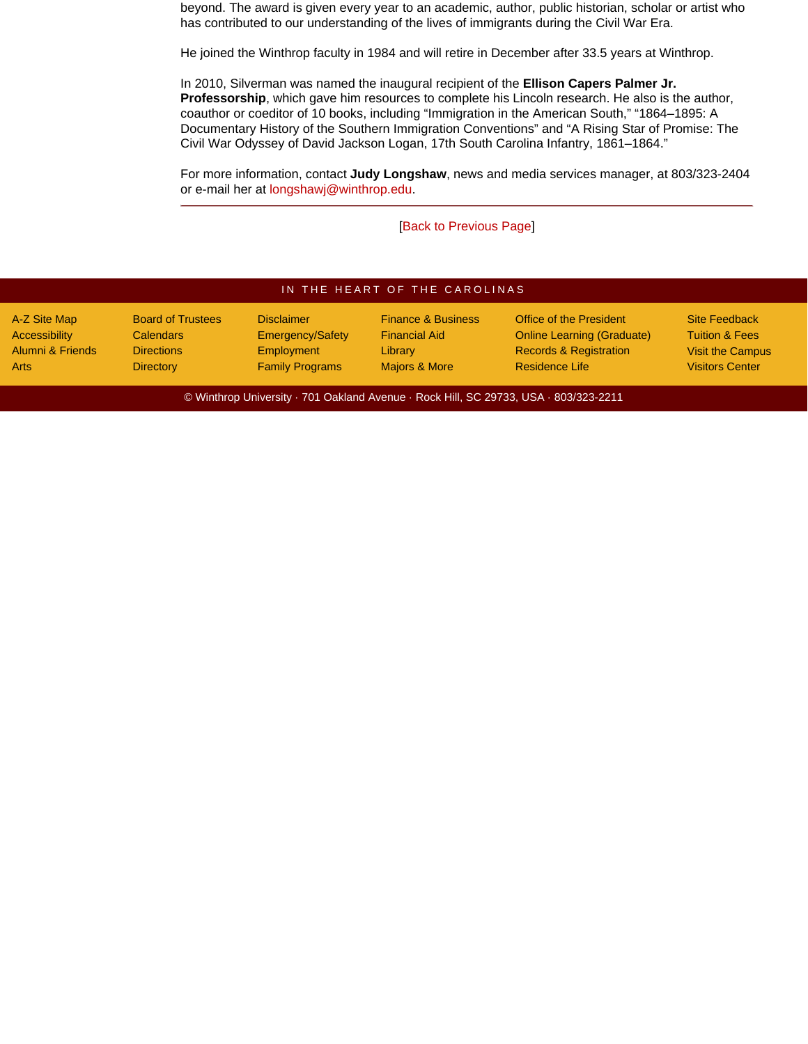beyond. The award is given every year to an academic, author, public historian, scholar or artist who has contributed to our understanding of the lives of immigrants during the Civil War Era.

He joined the Winthrop faculty in 1984 and will retire in December after 33.5 years at Winthrop.

In 2010, Silverman was named the inaugural recipient of the **Ellison Capers Palmer Jr. Professorship**, which gave him resources to complete his Lincoln research. He also is the author, coauthor or coeditor of 10 books, including “Immigration in the American South,” “1864–1895: A Documentary History of the Southern Immigration Conventions” and “A Rising Star of Promise: The Civil War Odyssey of David Jackson Logan, 17th South Carolina Infantry, 1861–1864.”

For more information, contact **Judy Longshaw**, news and media services manager, at 803/323-2404 or e-mail her at longshawj@winthrop.edu.

---

[Back to Previous Page]

IN THE HEART OF THE CAROLINAS

| | | | | | |
|---|---|---|---|---|---|
| A-Z Site Map | Board of Trustees | Disclaimer | Finance & Business | Office of the President | Site Feedback |
| Accessibility | Calendars | Emergency/Safety | Financial Aid | Online Learning (Graduate) | Tuition & Fees |
| Alumni & Friends | Directions | Employment | Library | Records & Registration | Visit the Campus |
| Arts | Directory | Family Programs | Majors & More | Residence Life | Visitors Center |

© Winthrop University · 701 Oakland Avenue · Rock Hill, SC 29733, USA · 803/323-2211